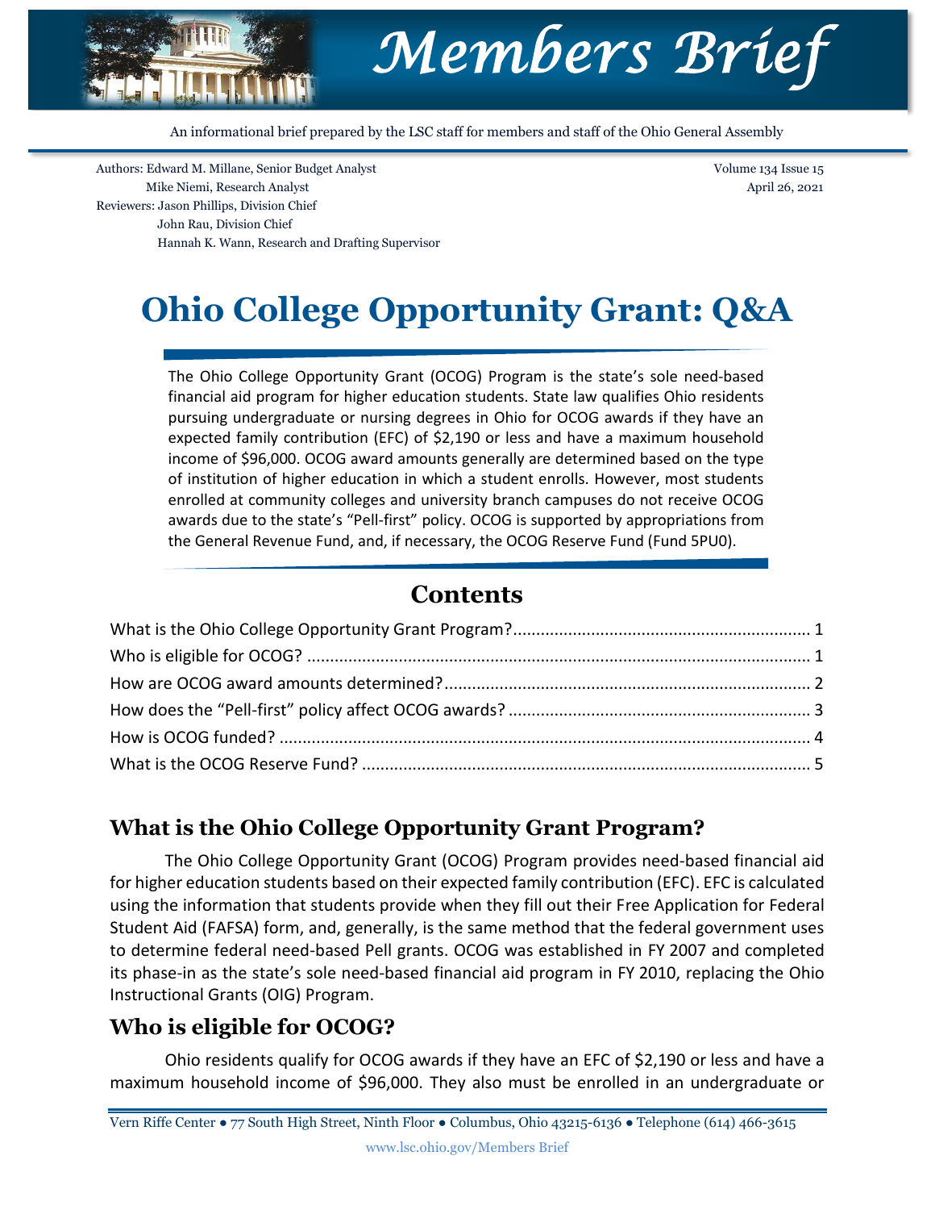# Members Brief

An informational brief prepared by the LSC staff for members and staff of the Ohio General Assembly

Authors: Edward M. Millane, Senior Budget Analyst
Mike Niemi, Research Analyst
Reviewers: Jason Phillips, Division Chief
John Rau, Division Chief
Hannah K. Wann, Research and Drafting Supervisor

Volume 134 Issue 15
April 26, 2021

# Ohio College Opportunity Grant: Q&A

The Ohio College Opportunity Grant (OCOG) Program is the state's sole need-based financial aid program for higher education students. State law qualifies Ohio residents pursuing undergraduate or nursing degrees in Ohio for OCOG awards if they have an expected family contribution (EFC) of $2,190 or less and have a maximum household income of $96,000. OCOG award amounts generally are determined based on the type of institution of higher education in which a student enrolls. However, most students enrolled at community colleges and university branch campuses do not receive OCOG awards due to the state's "Pell-first" policy. OCOG is supported by appropriations from the General Revenue Fund, and, if necessary, the OCOG Reserve Fund (Fund 5PU0).

## Contents

What is the Ohio College Opportunity Grant Program? ........ 1
Who is eligible for OCOG? ........ 1
How are OCOG award amounts determined? ........ 2
How does the "Pell-first" policy affect OCOG awards? ........ 3
How is OCOG funded? ........ 4
What is the OCOG Reserve Fund? ........ 5

## What is the Ohio College Opportunity Grant Program?

The Ohio College Opportunity Grant (OCOG) Program provides need-based financial aid for higher education students based on their expected family contribution (EFC). EFC is calculated using the information that students provide when they fill out their Free Application for Federal Student Aid (FAFSA) form, and, generally, is the same method that the federal government uses to determine federal need-based Pell grants. OCOG was established in FY 2007 and completed its phase-in as the state's sole need-based financial aid program in FY 2010, replacing the Ohio Instructional Grants (OIG) Program.

## Who is eligible for OCOG?

Ohio residents qualify for OCOG awards if they have an EFC of $2,190 or less and have a maximum household income of $96,000. They also must be enrolled in an undergraduate or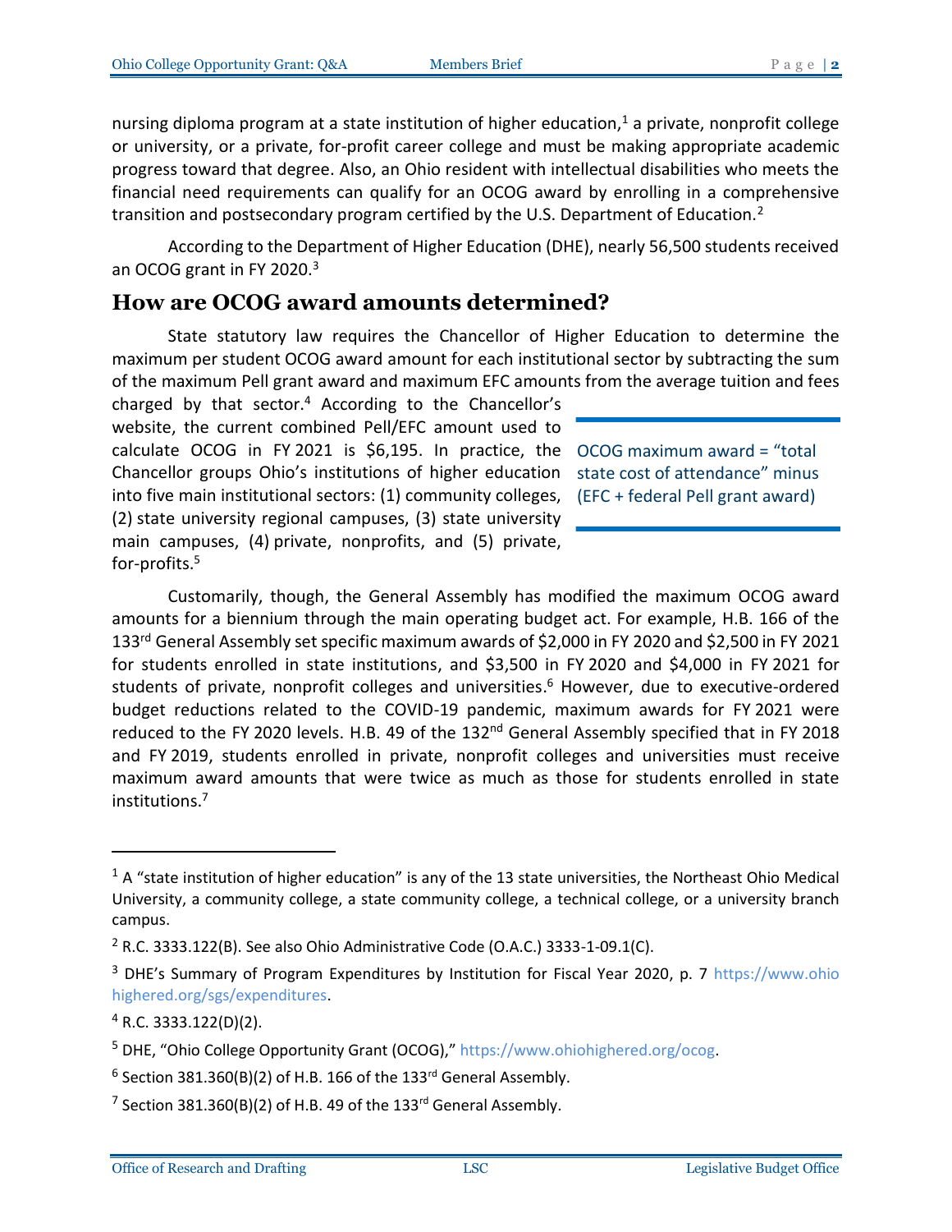nursing diploma program at a state institution of higher education,[1] a private, nonprofit college or university, or a private, for-profit career college and must be making appropriate academic progress toward that degree. Also, an Ohio resident with intellectual disabilities who meets the financial need requirements can qualify for an OCOG award by enrolling in a comprehensive transition and postsecondary program certified by the U.S. Department of Education.[2]

According to the Department of Higher Education (DHE), nearly 56,500 students received an OCOG grant in FY 2020.[3]

## How are OCOG award amounts determined?

State statutory law requires the Chancellor of Higher Education to determine the maximum per student OCOG award amount for each institutional sector by subtracting the sum of the maximum Pell grant award and maximum EFC amounts from the average tuition and fees charged by that sector.[4] According to the Chancellor's website, the current combined Pell/EFC amount used to calculate OCOG in FY 2021 is $6,195. In practice, the Chancellor groups Ohio's institutions of higher education into five main institutional sectors: (1) community colleges, (2) state university regional campuses, (3) state university main campuses, (4) private, nonprofits, and (5) private, for-profits.[5]

> OCOG maximum award = "total state cost of attendance" minus (EFC + federal Pell grant award)

Customarily, though, the General Assembly has modified the maximum OCOG award amounts for a biennium through the main operating budget act. For example, H.B. 166 of the 133rd General Assembly set specific maximum awards of $2,000 in FY 2020 and $2,500 in FY 2021 for students enrolled in state institutions, and $3,500 in FY 2020 and $4,000 in FY 2021 for students of private, nonprofit colleges and universities.[6] However, due to executive-ordered budget reductions related to the COVID-19 pandemic, maximum awards for FY 2021 were reduced to the FY 2020 levels. H.B. 49 of the 132nd General Assembly specified that in FY 2018 and FY 2019, students enrolled in private, nonprofit colleges and universities must receive maximum award amounts that were twice as much as those for students enrolled in state institutions.[7]

---

[1] A "state institution of higher education" is any of the 13 state universities, the Northeast Ohio Medical University, a community college, a state community college, a technical college, or a university branch campus.

[2] R.C. 3333.122(B). See also Ohio Administrative Code (O.A.C.) 3333-1-09.1(C).

[3] DHE's Summary of Program Expenditures by Institution for Fiscal Year 2020, p. 7 https://www.ohiohighered.org/sgs/expenditures.

[4] R.C. 3333.122(D)(2).

[5] DHE, "Ohio College Opportunity Grant (OCOG)," https://www.ohiohighered.org/ocog.

[6] Section 381.360(B)(2) of H.B. 166 of the 133rd General Assembly.

[7] Section 381.360(B)(2) of H.B. 49 of the 133rd General Assembly.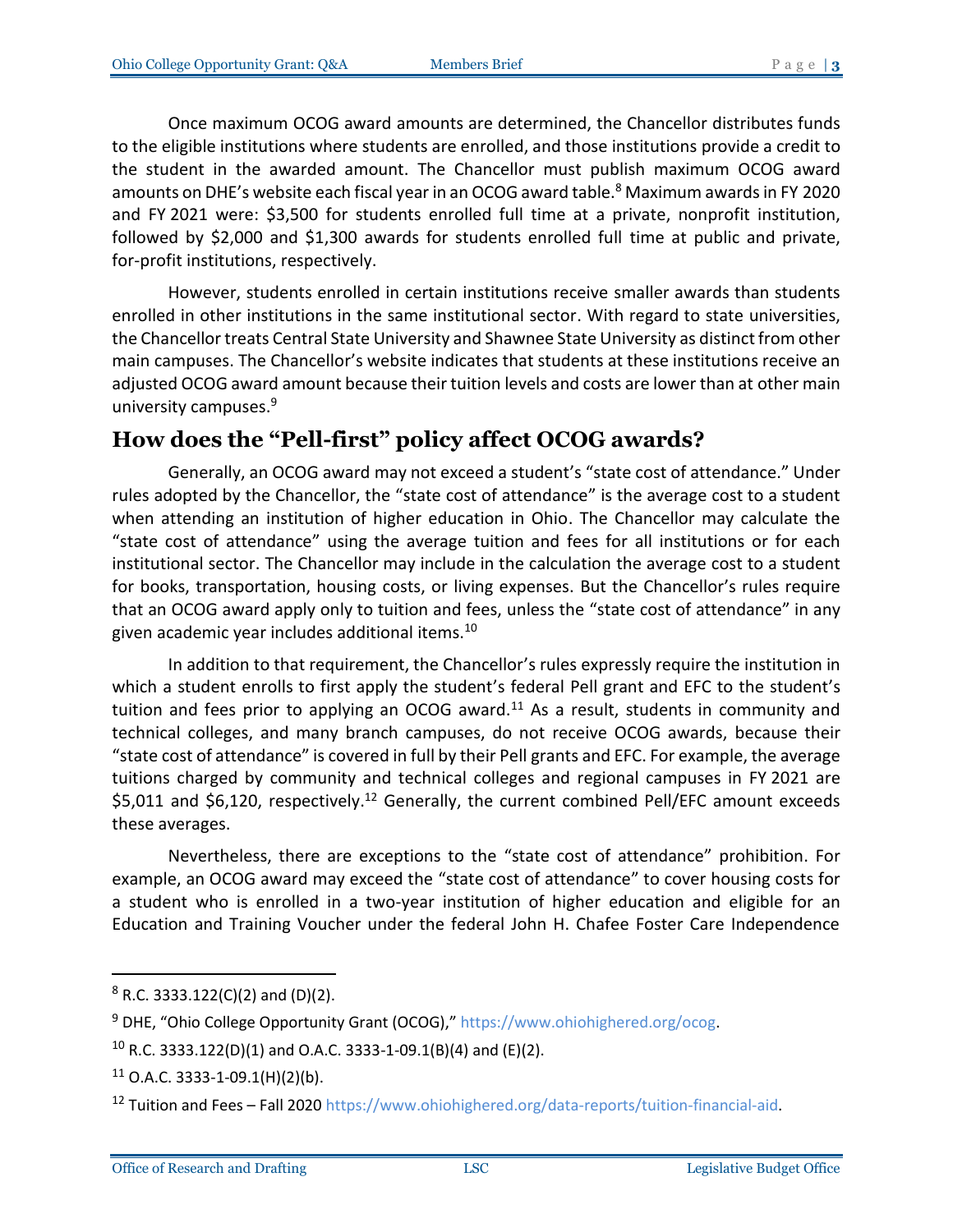Once maximum OCOG award amounts are determined, the Chancellor distributes funds to the eligible institutions where students are enrolled, and those institutions provide a credit to the student in the awarded amount. The Chancellor must publish maximum OCOG award amounts on DHE's website each fiscal year in an OCOG award table.[8] Maximum awards in FY 2020 and FY 2021 were: $3,500 for students enrolled full time at a private, nonprofit institution, followed by $2,000 and $1,300 awards for students enrolled full time at public and private, for-profit institutions, respectively.

However, students enrolled in certain institutions receive smaller awards than students enrolled in other institutions in the same institutional sector. With regard to state universities, the Chancellor treats Central State University and Shawnee State University as distinct from other main campuses. The Chancellor's website indicates that students at these institutions receive an adjusted OCOG award amount because their tuition levels and costs are lower than at other main university campuses.[9]

## How does the "Pell-first" policy affect OCOG awards?

Generally, an OCOG award may not exceed a student's "state cost of attendance." Under rules adopted by the Chancellor, the "state cost of attendance" is the average cost to a student when attending an institution of higher education in Ohio. The Chancellor may calculate the "state cost of attendance" using the average tuition and fees for all institutions or for each institutional sector. The Chancellor may include in the calculation the average cost to a student for books, transportation, housing costs, or living expenses. But the Chancellor's rules require that an OCOG award apply only to tuition and fees, unless the "state cost of attendance" in any given academic year includes additional items.[10]

In addition to that requirement, the Chancellor's rules expressly require the institution in which a student enrolls to first apply the student's federal Pell grant and EFC to the student's tuition and fees prior to applying an OCOG award.[11] As a result, students in community and technical colleges, and many branch campuses, do not receive OCOG awards, because their "state cost of attendance" is covered in full by their Pell grants and EFC. For example, the average tuitions charged by community and technical colleges and regional campuses in FY 2021 are $5,011 and $6,120, respectively.[12] Generally, the current combined Pell/EFC amount exceeds these averages.

Nevertheless, there are exceptions to the "state cost of attendance" prohibition. For example, an OCOG award may exceed the "state cost of attendance" to cover housing costs for a student who is enrolled in a two-year institution of higher education and eligible for an Education and Training Voucher under the federal John H. Chafee Foster Care Independence

---

[8] R.C. 3333.122(C)(2) and (D)(2).

[9] DHE, "Ohio College Opportunity Grant (OCOG)," https://www.ohiohighered.org/ocog.

[10] R.C. 3333.122(D)(1) and O.A.C. 3333-1-09.1(B)(4) and (E)(2).

[11] O.A.C. 3333-1-09.1(H)(2)(b).

[12] Tuition and Fees – Fall 2020 https://www.ohiohighered.org/data-reports/tuition-financial-aid.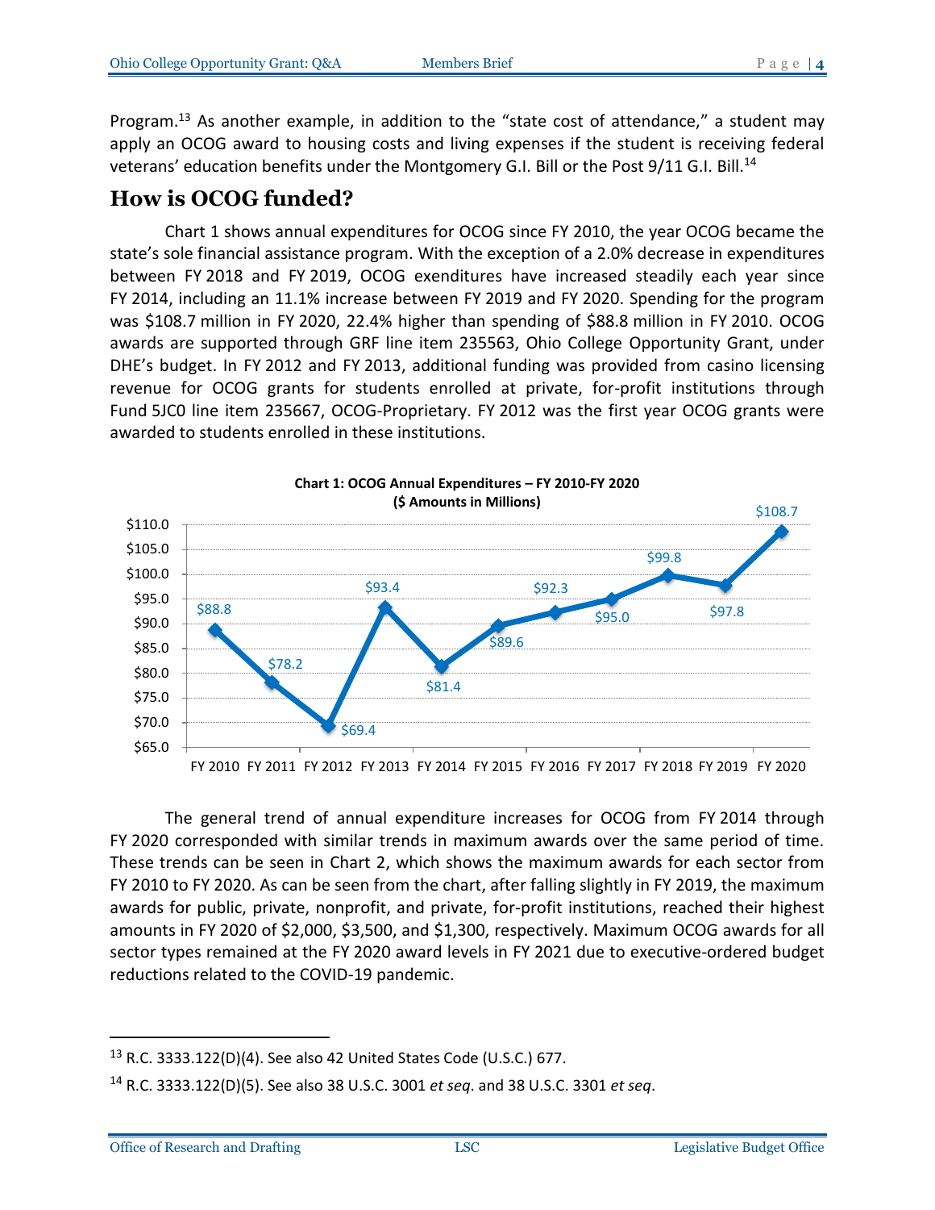Program.[13] As another example, in addition to the "state cost of attendance," a student may apply an OCOG award to housing costs and living expenses if the student is receiving federal veterans' education benefits under the Montgomery G.I. Bill or the Post 9/11 G.I. Bill.[14]

## How is OCOG funded?

Chart 1 shows annual expenditures for OCOG since FY 2010, the year OCOG became the state's sole financial assistance program. With the exception of a 2.0% decrease in expenditures between FY 2018 and FY 2019, OCOG exenditures have increased steadily each year since FY 2014, including an 11.1% increase between FY 2019 and FY 2020. Spending for the program was $108.7 million in FY 2020, 22.4% higher than spending of $88.8 million in FY 2010. OCOG awards are supported through GRF line item 235563, Ohio College Opportunity Grant, under DHE's budget. In FY 2012 and FY 2013, additional funding was provided from casino licensing revenue for OCOG grants for students enrolled at private, for-profit institutions through Fund 5JC0 line item 235667, OCOG-Proprietary. FY 2012 was the first year OCOG grants were awarded to students enrolled in these institutions.

**Chart 1: OCOG Annual Expenditures – FY 2010-FY 2020**
**($ Amounts in Millions)**

| Fiscal Year | Expenditures |
|---|---|
| FY 2010 | $88.8 |
| FY 2011 | $78.2 |
| FY 2012 | $69.4 |
| FY 2013 | $93.4 |
| FY 2014 | $81.4 |
| FY 2015 | $89.6 |
| FY 2016 | $92.3 |
| FY 2017 | $95.0 |
| FY 2018 | $99.8 |
| FY 2019 | $97.8 |
| FY 2020 | $108.7 |

The general trend of annual expenditure increases for OCOG from FY 2014 through FY 2020 corresponded with similar trends in maximum awards over the same period of time. These trends can be seen in Chart 2, which shows the maximum awards for each sector from FY 2010 to FY 2020. As can be seen from the chart, after falling slightly in FY 2019, the maximum awards for public, private, nonprofit, and private, for-profit institutions, reached their highest amounts in FY 2020 of $2,000, $3,500, and $1,300, respectively. Maximum OCOG awards for all sector types remained at the FY 2020 award levels in FY 2021 due to executive-ordered budget reductions related to the COVID-19 pandemic.

---

[13] R.C. 3333.122(D)(4). See also 42 United States Code (U.S.C.) 677.

[14] R.C. 3333.122(D)(5). See also 38 U.S.C. 3001 *et seq*. and 38 U.S.C. 3301 *et seq*.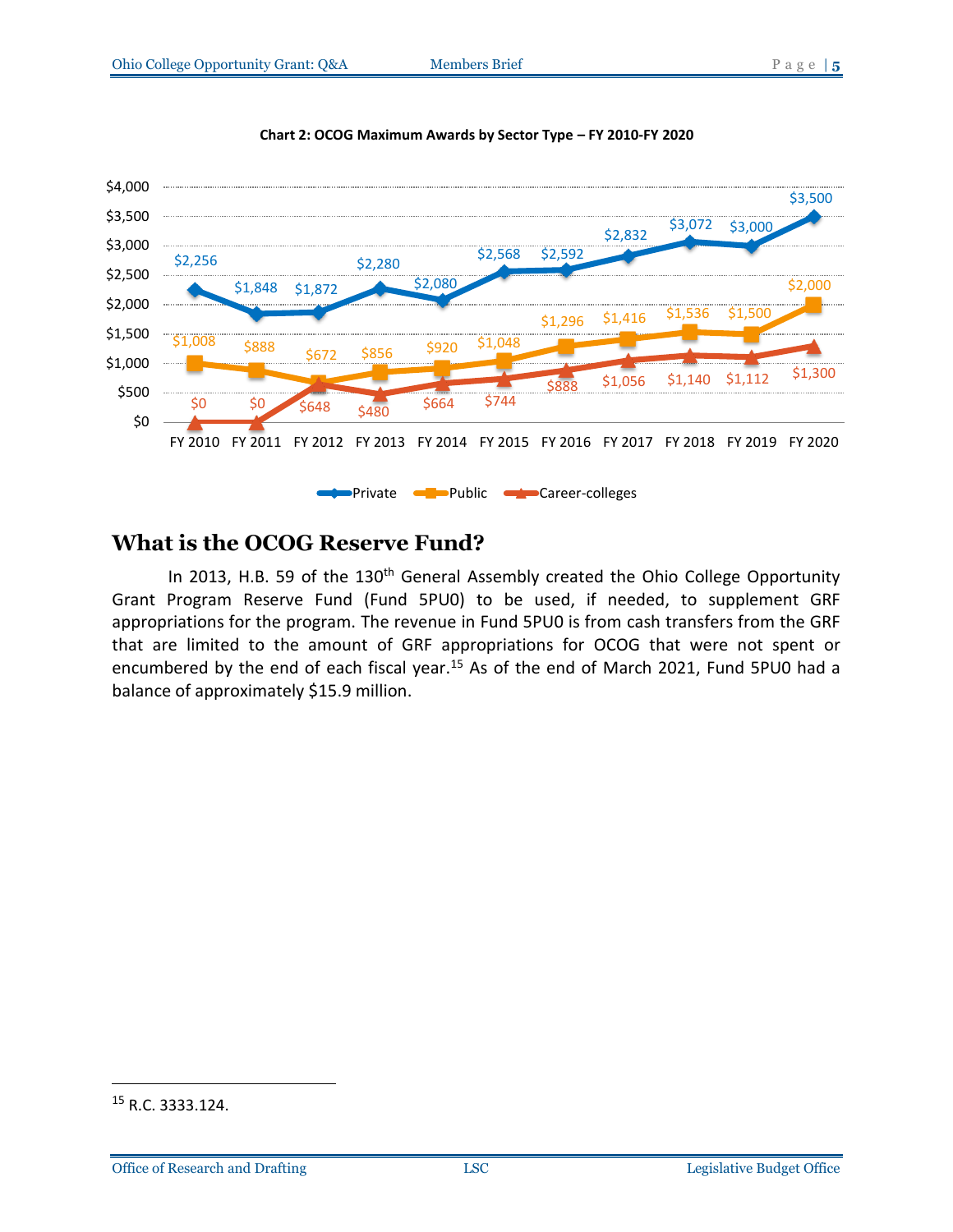**Chart 2: OCOG Maximum Awards by Sector Type – FY 2010-FY 2020**

$4,000
$3,500
$3,000
$2,500
$2,000
$1,500
$1,000
$500
$0

FY 2010 FY 2011 FY 2012 FY 2013 FY 2014 FY 2015 FY 2016 FY 2017 FY 2018 FY 2019 FY 2020

Private: $2,256 $1,848 $1,872 $2,280 $2,080 $2,568 $2,592 $2,832 $3,072 $3,000 $3,500

Public: $1,008 $888 $672 $856 $920 $1,048 $1,296 $1,416 $1,536 $1,500 $2,000

Career-colleges: $0 $0 $648 $480 $664 $744 $888 $1,056 $1,140 $1,112 $1,300

Private Public Career-colleges

## What is the OCOG Reserve Fund?

In 2013, H.B. 59 of the 130th General Assembly created the Ohio College Opportunity Grant Program Reserve Fund (Fund 5PU0) to be used, if needed, to supplement GRF appropriations for the program. The revenue in Fund 5PU0 is from cash transfers from the GRF that are limited to the amount of GRF appropriations for OCOG that were not spent or encumbered by the end of each fiscal year.[15] As of the end of March 2021, Fund 5PU0 had a balance of approximately $15.9 million.

[15] R.C. 3333.124.